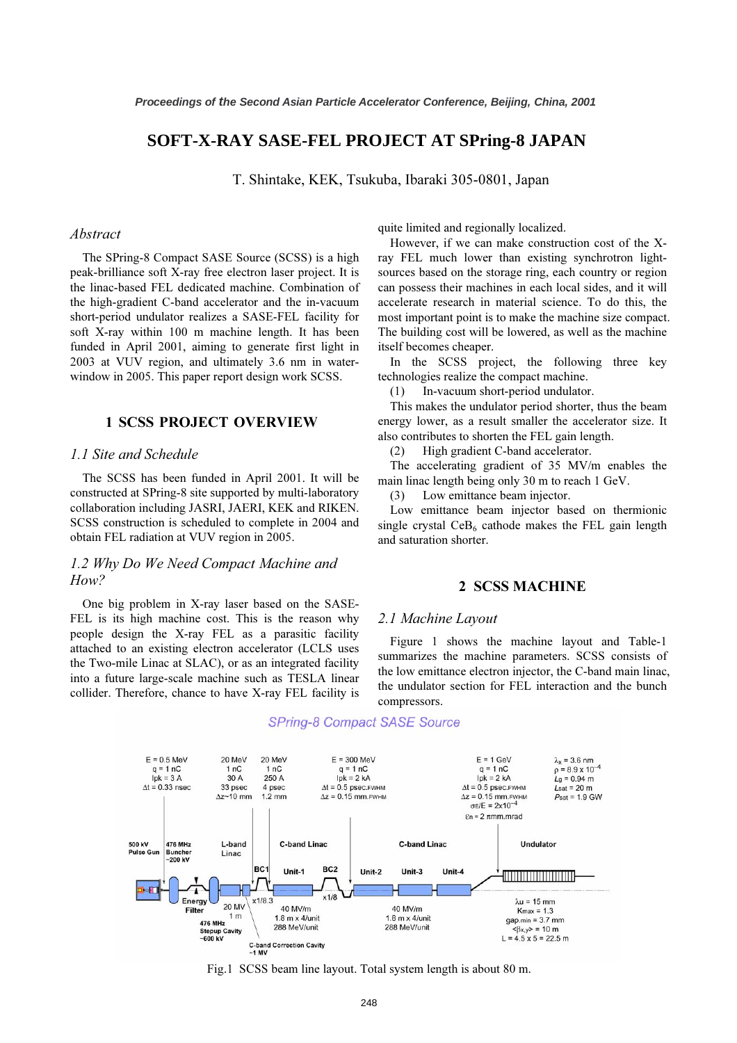# SOFT-X-RAY SASE-FEL PROJECT AT SPring-8 JAPAN

T. Shintake, KEK, Tsukuba, Ibaraki 305-0801, Japan

## *Abstract*

The SPring-8 Compact SASE Source (SCSS) is a high peak-brilliance soft X-ray free electron laser project. It is the linac-based FEL dedicated machine. Combination of the high-gradient C-band accelerator and the in-vacuum short-period undulator realizes a SASE-FEL facility for soft X-ray within 100 m machine length. It has been funded in April 2001, aiming to generate first light in 2003 at VUV region, and ultimately 3.6 nm in water-window in 2005. This paper report design work SCSS.

## 1 SCSS PROJECT OVERVIEW

### *1.1 Site and Schedule*

The SCSS has been funded in April 2001. It will be constructed at SPring-8 site supported by multi-laboratory collaboration including JASRI, JAERI, KEK and RIKEN. SCSS construction is scheduled to complete in 2004 and obtain FEL radiation at VUV region in 2005.

### *1.2 Why Do We Need Compact Machine and How?*

One big problem in X-ray laser based on the SASE-FEL is its high machine cost. This is the reason why people design the X-ray FEL as a parasitic facility attached to an existing electron accelerator (LCLS uses the Two-mile Linac at SLAC), or as an integrated facility into a future large-scale machine such as TESLA linear collider. Therefore, chance to have X-ray FEL facility is quite limited and regionally localized.

However, if we can make construction cost of the X-ray FEL much lower than existing synchrotron light-sources based on the storage ring, each country or region can possess their machines in each local sides, and it will accelerate research in material science. To do this, the most important point is to make the machine size compact. The building cost will be lowered, as well as the machine itself becomes cheaper.

In the SCSS project, the following three key technologies realize the compact machine.

(1) In-vacuum short-period undulator.

This makes the undulator period shorter, thus the beam energy lower, as a result smaller the accelerator size. It also contributes to shorten the FEL gain length.

(2) High gradient C-band accelerator.

The accelerating gradient of 35 MV/m enables the main linac length being only 30 m to reach 1 GeV.

(3) Low emittance beam injector.

Low emittance beam injector based on thermionic single crystal $CeB_6$ cathode makes the FEL gain length and saturation shorter.

## 2 SCSS MACHINE

### *2.1 Machine Layout*

Figure 1 shows the machine layout and Table-1 summarizes the machine parameters. SCSS consists of the low emittance electron injector, the C-band main linac, the undulator section for FEL interaction and the bunch compressors.

Fig.1 SCSS beam line layout. Total system length is about 80 m.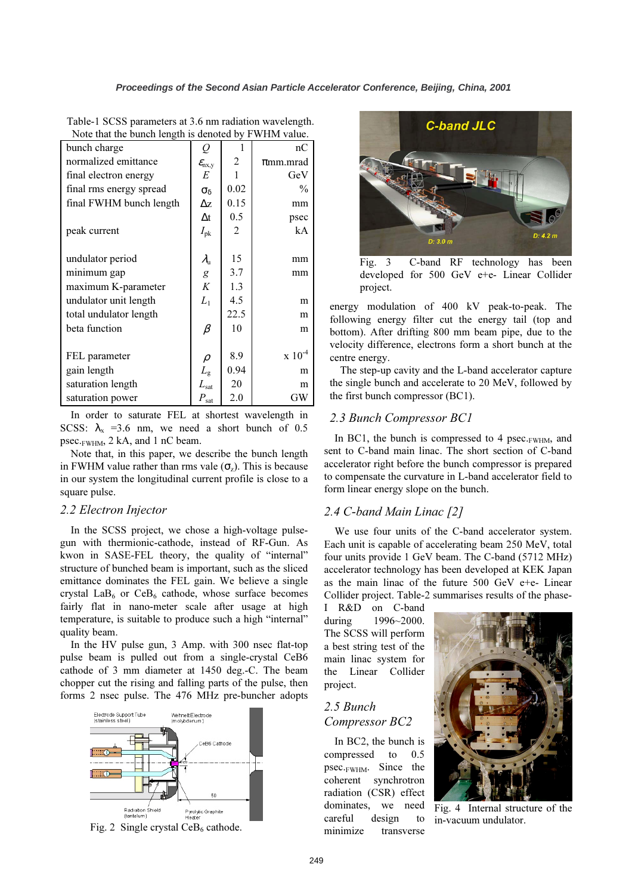Table-1 SCSS parameters at 3.6 nm radiation wavelength. Note that the bunch length is denoted by FWHM value.

| | | | |
|---|---|---|---|
| bunch charge | $Q$ | 1 | nC |
| normalized emittance | $\varepsilon_{nx,y}$ | 2 | πmm.mrad |
| final electron energy | $E$ | 1 | GeV |
| final rms energy spread | $\sigma_\delta$ | 0.02 | % |
| final FWHM bunch length | $\Delta z$ | 0.15 | mm |
| | $\Delta t$ | 0.5 | psec |
| peak current | $I_{pk}$ | 2 | kA |
| undulator period | $\lambda_u$ | 15 | mm |
| minimum gap | $g$ | 3.7 | mm |
| maximum K-parameter | $K$ | 1.3 | |
| undulator unit length | $L_1$ | 4.5 | m |
| total undulator length | | 22.5 | m |
| beta function | $\beta$ | 10 | m |
| FEL parameter | $\rho$ | 8.9 | x $10^{-4}$ |
| gain length | $L_g$ | 0.94 | m |
| saturation length | $L_{sat}$ | 20 | m |
| saturation power | $P_{sat}$ | 2.0 | GW |

In order to saturate FEL at shortest wavelength in SCSS: $\lambda_x$ =3.6 nm, we need a short bunch of 0.5 psec.$_{FWHM}$, 2 kA, and 1 nC beam.

Note that, in this paper, we describe the bunch length in FWHM value rather than rms vale ($\sigma_z$). This is because in our system the longitudinal current profile is close to a square pulse.

## 2.2 Electron Injector

In the SCSS project, we chose a high-voltage pulse-gun with thermionic-cathode, instead of RF-Gun. As kwon in SASE-FEL theory, the quality of "internal" structure of bunched beam is important, such as the sliced emittance dominates the FEL gain. We believe a single crystal $LaB_6$ or $CeB_6$ cathode, whose surface becomes fairly flat in nano-meter scale after usage at high temperature, is suitable to produce such a high "internal" quality beam.

In the HV pulse gun, 3 Amp. with 300 nsec flat-top pulse beam is pulled out from a single-crystal CeB6 cathode of 3 mm diameter at 1450 deg.-C. The beam chopper cut the rising and falling parts of the pulse, then forms 2 nsec pulse. The 476 MHz pre-buncher adopts

Fig. 2 Single crystal $CeB_6$ cathode.

Fig. 3 C-band RF technology has been developed for 500 GeV e+e- Linear Collider project.

energy modulation of 400 kV peak-to-peak. The following energy filter cut the energy tail (top and bottom). After drifting 800 mm beam pipe, due to the velocity difference, electrons form a short bunch at the centre energy.

The step-up cavity and the L-band accelerator capture the single bunch and accelerate to 20 MeV, followed by the first bunch compressor (BC1).

## 2.3 Bunch Compressor BC1

In BC1, the bunch is compressed to 4 psec.$_{FWHM}$, and sent to C-band main linac. The short section of C-band accelerator right before the bunch compressor is prepared to compensate the curvature in L-band accelerator field to form linear energy slope on the bunch.

## 2.4 C-band Main Linac [2]

We use four units of the C-band accelerator system. Each unit is capable of accelerating beam 250 MeV, total four units provide 1 GeV beam. The C-band (5712 MHz) accelerator technology has been developed at KEK Japan as the main linac of the future 500 GeV e+e- Linear Collider project. Table-2 summarises results of the phase-I R&D on C-band during 1996~2000. The SCSS will perform a best string test of the main linac system for the Linear Collider project.

## 2.5 Bunch Compressor BC2

In BC2, the bunch is compressed to 0.5 psec.$_{FWHM}$. Since the coherent synchrotron radiation (CSR) effect dominates, we need careful design to minimize transverse

Fig. 4 Internal structure of the in-vacuum undulator.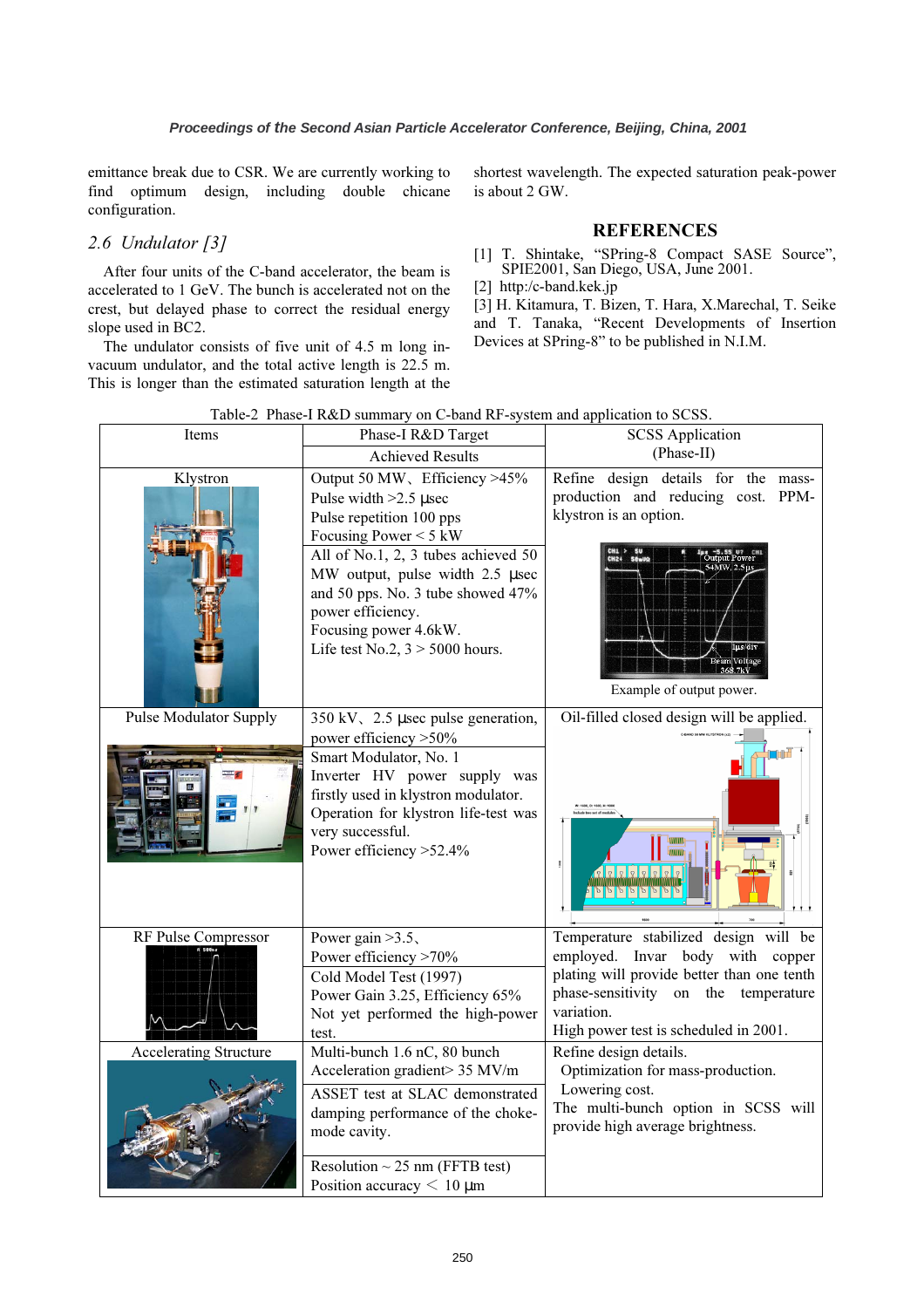emittance break due to CSR. We are currently working to find optimum design, including double chicane configuration.

## *2.6 Undulator [3]*

After four units of the C-band accelerator, the beam is accelerated to 1 GeV. The bunch is accelerated not on the crest, but delayed phase to correct the residual energy slope used in BC2.

The undulator consists of five unit of 4.5 m long in-vacuum undulator, and the total active length is 22.5 m. This is longer than the estimated saturation length at the shortest wavelength. The expected saturation peak-power is about 2 GW.

## REFERENCES

[1] T. Shintake, "SPring-8 Compact SASE Source", SPIE2001, San Diego, USA, June 2001.

[2] http:/c-band.kek.jp

[3] H. Kitamura, T. Bizen, T. Hara, X.Marechal, T. Seike and T. Tanaka, "Recent Developments of Insertion Devices at SPring-8" to be published in N.I.M.

Table-2 Phase-I R&D summary on C-band RF-system and application to SCSS.

| Items | Phase-I R&D Target / Achieved Results | SCSS Application (Phase-II) |
|---|---|---|
| Klystron | Output 50 MW、Efficiency >45%<br>Pulse width >2.5 μsec<br>Pulse repetition 100 pps<br>Focusing Power < 5 kW<br>All of No.1, 2, 3 tubes achieved 50 MW output, pulse width 2.5 μsec and 50 pps. No. 3 tube showed 47% power efficiency.<br>Focusing power 4.6kW.<br>Life test No.2, 3 > 5000 hours. | Refine design details for the mass-production and reducing cost. PPM-klystron is an option.<br>Output Power 54MW, 2.5μs<br>1μs/div<br>Beam Voltage 368.7kV<br>Example of output power. |
| Pulse Modulator Supply | 350 kV、2.5 μsec pulse generation, power efficiency >50%<br>Smart Modulator, No. 1<br>Inverter HV power supply was firstly used in klystron modulator. Operation for klystron life-test was very successful.<br>Power efficiency >52.4% | Oil-filled closed design will be applied. |
| RF Pulse Compressor | Power gain >3.5、<br>Power efficiency >70%<br>Cold Model Test (1997)<br>Power Gain 3.25, Efficiency 65%<br>Not yet performed the high-power test. | Temperature stabilized design will be employed. Invar body with copper plating will provide better than one tenth phase-sensitivity on the temperature variation.<br>High power test is scheduled in 2001. |
| Accelerating Structure | Multi-bunch 1.6 nC, 80 bunch<br>Acceleration gradient> 35 MV/m<br>ASSET test at SLAC demonstrated damping performance of the choke-mode cavity.<br>Resolution ~ 25 nm (FFTB test)<br>Position accuracy < 10 μm | Refine design details.<br>Optimization for mass-production.<br>Lowering cost.<br>The multi-bunch option in SCSS will provide high average brightness. |